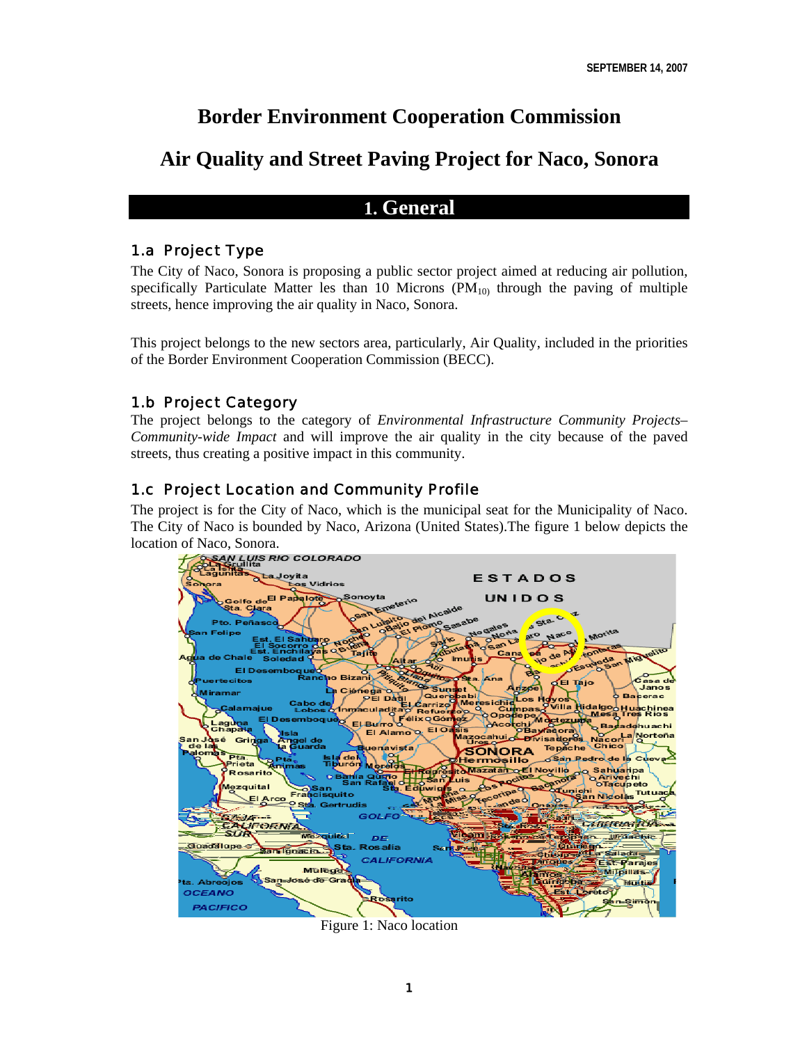SEPTEMBER 14, 2007

# Border Environment Cooperation Commission

# Air Quality and Street Paving Project for Naco, Sonora

## 1. General

### 1.a Project Type

The City of Naco, Sonora is proposing a public sector project aimed at reducing air pollution, specifically Particulate Matter les than 10 Microns ($PM_{10}$) through the paving of multiple streets, hence improving the air quality in Naco, Sonora.

This project belongs to the new sectors area, particularly, Air Quality, included in the priorities of the Border Environment Cooperation Commission (BECC).

### 1.b Project Category

The project belongs to the category of *Environmental Infrastructure Community Projects– Community-wide Impact* and will improve the air quality in the city because of the paved streets, thus creating a positive impact in this community.

### 1.c Project Location and Community Profile

The project is for the City of Naco, which is the municipal seat for the Municipality of Naco. The City of Naco is bounded by Naco, Arizona (United States).The figure 1 below depicts the location of Naco, Sonora.

Figure 1: Naco location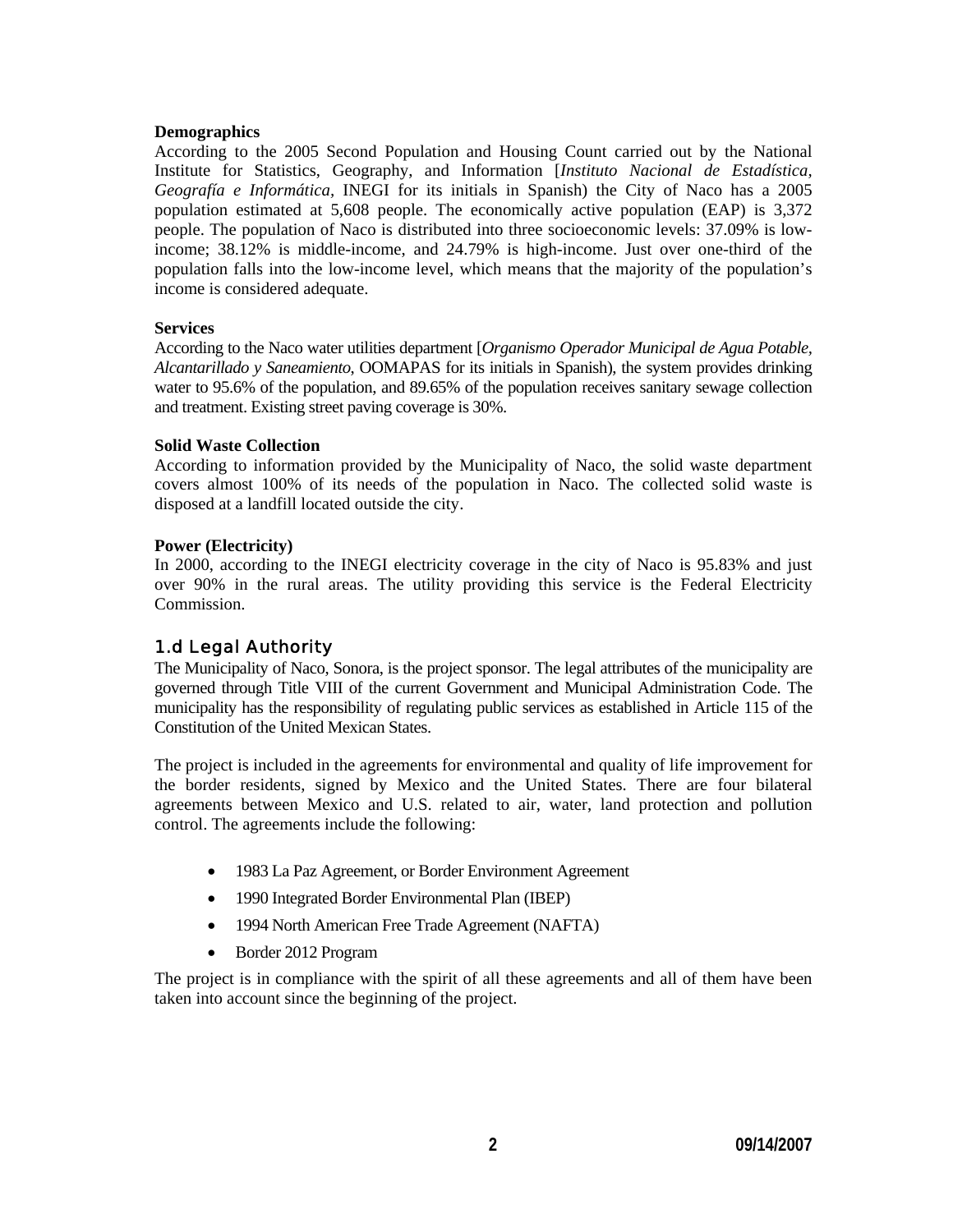**Demographics**

According to the 2005 Second Population and Housing Count carried out by the National Institute for Statistics, Geography, and Information [*Instituto Nacional de Estadística, Geografía e Informática*, INEGI for its initials in Spanish) the City of Naco has a 2005 population estimated at 5,608 people. The economically active population (EAP) is 3,372 people. The population of Naco is distributed into three socioeconomic levels: 37.09% is low-income; 38.12% is middle-income, and 24.79% is high-income. Just over one-third of the population falls into the low-income level, which means that the majority of the population's income is considered adequate.

**Services**

According to the Naco water utilities department [*Organismo Operador Municipal de Agua Potable, Alcantarillado y Saneamiento*, OOMAPAS for its initials in Spanish), the system provides drinking water to 95.6% of the population, and 89.65% of the population receives sanitary sewage collection and treatment. Existing street paving coverage is 30%.

**Solid Waste Collection**

According to information provided by the Municipality of Naco, the solid waste department covers almost 100% of its needs of the population in Naco. The collected solid waste is disposed at a landfill located outside the city.

**Power (Electricity)**

In 2000, according to the INEGI electricity coverage in the city of Naco is 95.83% and just over 90% in the rural areas. The utility providing this service is the Federal Electricity Commission.

## 1.d Legal Authority

The Municipality of Naco, Sonora, is the project sponsor. The legal attributes of the municipality are governed through Title VIII of the current Government and Municipal Administration Code. The municipality has the responsibility of regulating public services as established in Article 115 of the Constitution of the United Mexican States.

The project is included in the agreements for environmental and quality of life improvement for the border residents, signed by Mexico and the United States. There are four bilateral agreements between Mexico and U.S. related to air, water, land protection and pollution control. The agreements include the following:

- 1983 La Paz Agreement, or Border Environment Agreement
- 1990 Integrated Border Environmental Plan (IBEP)
- 1994 North American Free Trade Agreement (NAFTA)
- Border 2012 Program

The project is in compliance with the spirit of all these agreements and all of them have been taken into account since the beginning of the project.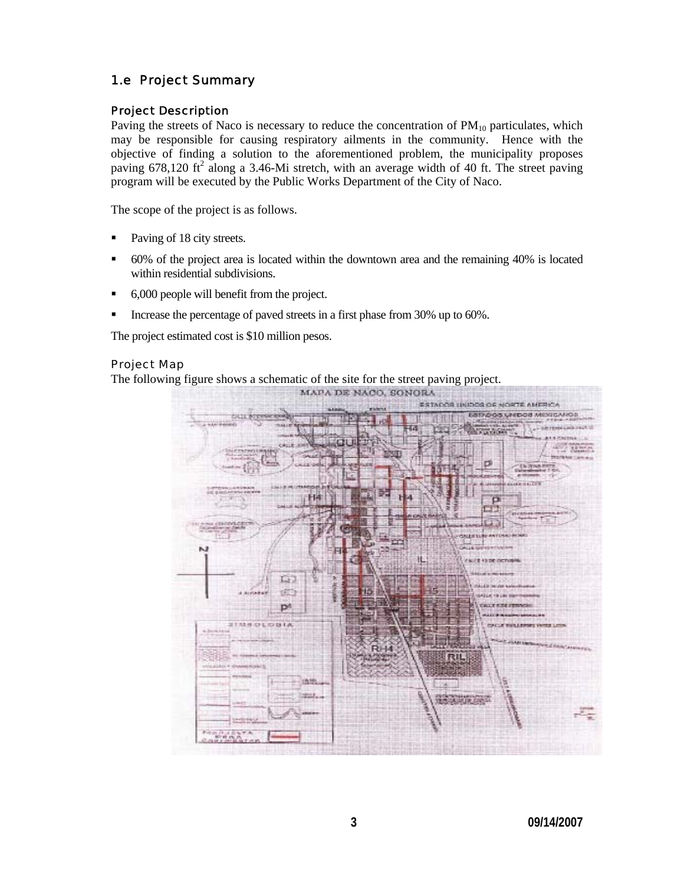## 1.e Project Summary

### Project Description

Paving the streets of Naco is necessary to reduce the concentration of $PM_{10}$ particulates, which may be responsible for causing respiratory ailments in the community. Hence with the objective of finding a solution to the aforementioned problem, the municipality proposes paving 678,120 $ft^2$ along a 3.46-Mi stretch, with an average width of 40 ft. The street paving program will be executed by the Public Works Department of the City of Naco.

The scope of the project is as follows.

- Paving of 18 city streets.
- 60% of the project area is located within the downtown area and the remaining 40% is located within residential subdivisions.
- 6,000 people will benefit from the project.
- Increase the percentage of paved streets in a first phase from 30% up to 60%.

The project estimated cost is $10 million pesos.

### Project Map

The following figure shows a schematic of the site for the street paving project.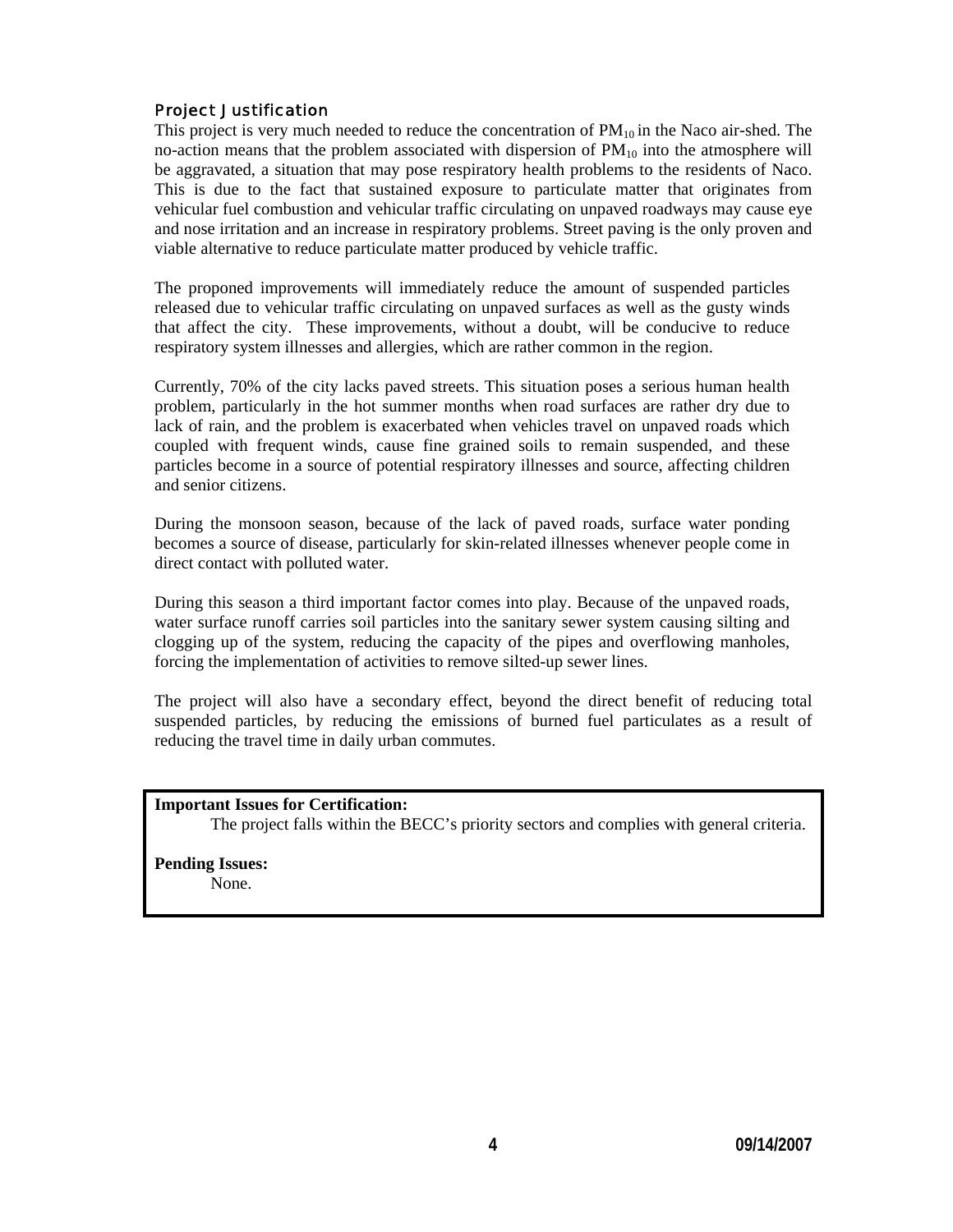### Project Justification

This project is very much needed to reduce the concentration of $PM_{10}$ in the Naco air-shed. The no-action means that the problem associated with dispersion of $PM_{10}$ into the atmosphere will be aggravated, a situation that may pose respiratory health problems to the residents of Naco. This is due to the fact that sustained exposure to particulate matter that originates from vehicular fuel combustion and vehicular traffic circulating on unpaved roadways may cause eye and nose irritation and an increase in respiratory problems. Street paving is the only proven and viable alternative to reduce particulate matter produced by vehicle traffic.

The proponed improvements will immediately reduce the amount of suspended particles released due to vehicular traffic circulating on unpaved surfaces as well as the gusty winds that affect the city. These improvements, without a doubt, will be conducive to reduce respiratory system illnesses and allergies, which are rather common in the region.

Currently, 70% of the city lacks paved streets. This situation poses a serious human health problem, particularly in the hot summer months when road surfaces are rather dry due to lack of rain, and the problem is exacerbated when vehicles travel on unpaved roads which coupled with frequent winds, cause fine grained soils to remain suspended, and these particles become in a source of potential respiratory illnesses and source, affecting children and senior citizens.

During the monsoon season, because of the lack of paved roads, surface water ponding becomes a source of disease, particularly for skin-related illnesses whenever people come in direct contact with polluted water.

During this season a third important factor comes into play. Because of the unpaved roads, water surface runoff carries soil particles into the sanitary sewer system causing silting and clogging up of the system, reducing the capacity of the pipes and overflowing manholes, forcing the implementation of activities to remove silted-up sewer lines.

The project will also have a secondary effect, beyond the direct benefit of reducing total suspended particles, by reducing the emissions of burned fuel particulates as a result of reducing the travel time in daily urban commutes.

**Important Issues for Certification:**

The project falls within the BECC's priority sectors and complies with general criteria.

**Pending Issues:**

None.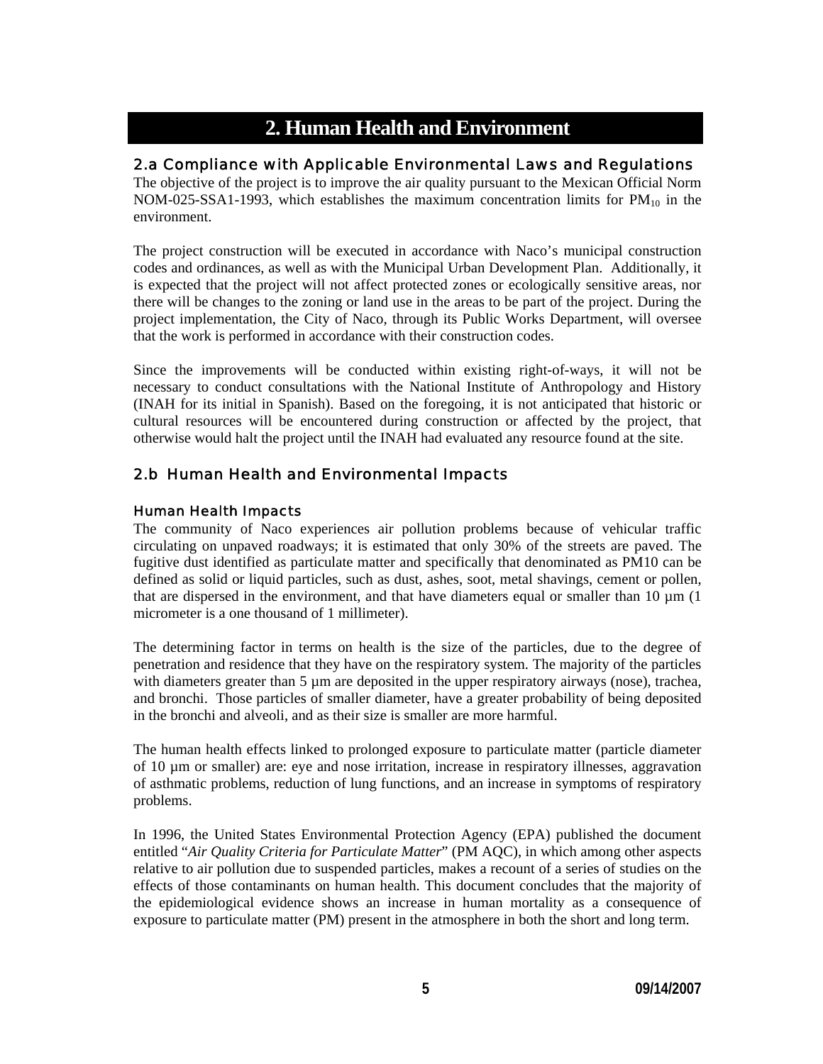# 2. Human Health and Environment

## 2.a Compliance with Applicable Environmental Laws and Regulations

The objective of the project is to improve the air quality pursuant to the Mexican Official Norm NOM-025-SSA1-1993, which establishes the maximum concentration limits for $PM_{10}$ in the environment.

The project construction will be executed in accordance with Naco's municipal construction codes and ordinances, as well as with the Municipal Urban Development Plan. Additionally, it is expected that the project will not affect protected zones or ecologically sensitive areas, nor there will be changes to the zoning or land use in the areas to be part of the project. During the project implementation, the City of Naco, through its Public Works Department, will oversee that the work is performed in accordance with their construction codes.

Since the improvements will be conducted within existing right-of-ways, it will not be necessary to conduct consultations with the National Institute of Anthropology and History (INAH for its initial in Spanish). Based on the foregoing, it is not anticipated that historic or cultural resources will be encountered during construction or affected by the project, that otherwise would halt the project until the INAH had evaluated any resource found at the site.

## 2.b Human Health and Environmental Impacts

### Human Health Impacts

The community of Naco experiences air pollution problems because of vehicular traffic circulating on unpaved roadways; it is estimated that only 30% of the streets are paved. The fugitive dust identified as particulate matter and specifically that denominated as PM10 can be defined as solid or liquid particles, such as dust, ashes, soot, metal shavings, cement or pollen, that are dispersed in the environment, and that have diameters equal or smaller than 10 µm (1 micrometer is a one thousand of 1 millimeter).

The determining factor in terms on health is the size of the particles, due to the degree of penetration and residence that they have on the respiratory system. The majority of the particles with diameters greater than 5 µm are deposited in the upper respiratory airways (nose), trachea, and bronchi. Those particles of smaller diameter, have a greater probability of being deposited in the bronchi and alveoli, and as their size is smaller are more harmful.

The human health effects linked to prolonged exposure to particulate matter (particle diameter of 10 µm or smaller) are: eye and nose irritation, increase in respiratory illnesses, aggravation of asthmatic problems, reduction of lung functions, and an increase in symptoms of respiratory problems.

In 1996, the United States Environmental Protection Agency (EPA) published the document entitled "*Air Quality Criteria for Particulate Matter*" (PM AQC), in which among other aspects relative to air pollution due to suspended particles, makes a recount of a series of studies on the effects of those contaminants on human health. This document concludes that the majority of the epidemiological evidence shows an increase in human mortality as a consequence of exposure to particulate matter (PM) present in the atmosphere in both the short and long term.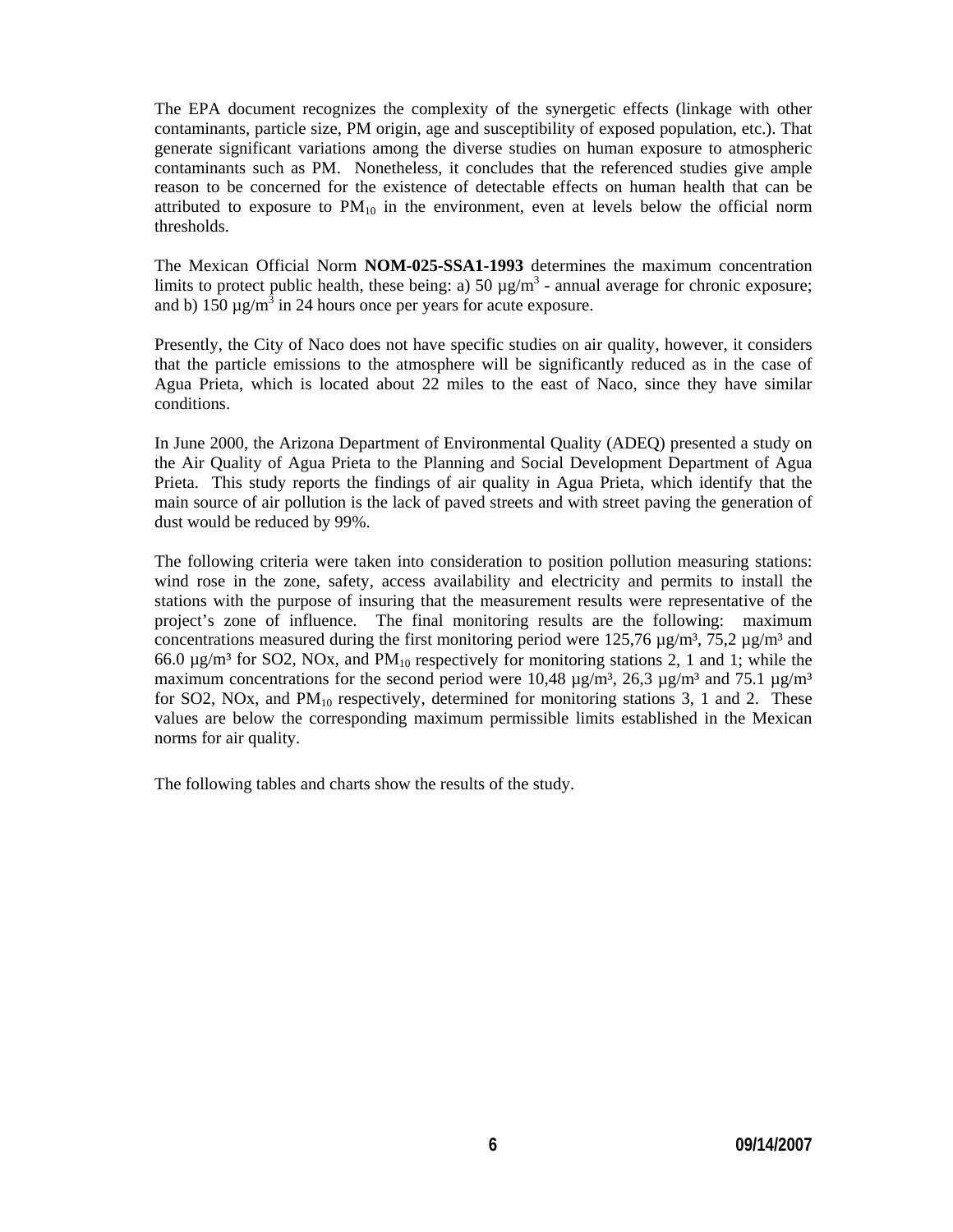The EPA document recognizes the complexity of the synergetic effects (linkage with other contaminants, particle size, PM origin, age and susceptibility of exposed population, etc.). That generate significant variations among the diverse studies on human exposure to atmospheric contaminants such as PM. Nonetheless, it concludes that the referenced studies give ample reason to be concerned for the existence of detectable effects on human health that can be attributed to exposure to $PM_{10}$ in the environment, even at levels below the official norm thresholds.

The Mexican Official Norm **NOM-025-SSA1-1993** determines the maximum concentration limits to protect public health, these being: a) 50 µg/m$^3$ - annual average for chronic exposure; and b) 150 µg/m$^3$ in 24 hours once per years for acute exposure.

Presently, the City of Naco does not have specific studies on air quality, however, it considers that the particle emissions to the atmosphere will be significantly reduced as in the case of Agua Prieta, which is located about 22 miles to the east of Naco, since they have similar conditions.

In June 2000, the Arizona Department of Environmental Quality (ADEQ) presented a study on the Air Quality of Agua Prieta to the Planning and Social Development Department of Agua Prieta. This study reports the findings of air quality in Agua Prieta, which identify that the main source of air pollution is the lack of paved streets and with street paving the generation of dust would be reduced by 99%.

The following criteria were taken into consideration to position pollution measuring stations: wind rose in the zone, safety, access availability and electricity and permits to install the stations with the purpose of insuring that the measurement results were representative of the project's zone of influence. The final monitoring results are the following: maximum concentrations measured during the first monitoring period were 125,76 µg/m$^3$, 75,2 µg/m$^3$ and 66.0 µg/m$^3$ for SO2, NOx, and $PM_{10}$ respectively for monitoring stations 2, 1 and 1; while the maximum concentrations for the second period were 10,48 µg/m$^3$, 26,3 µg/m$^3$ and 75.1 µg/m$^3$ for SO2, NOx, and $PM_{10}$ respectively, determined for monitoring stations 3, 1 and 2. These values are below the corresponding maximum permissible limits established in the Mexican norms for air quality.

The following tables and charts show the results of the study.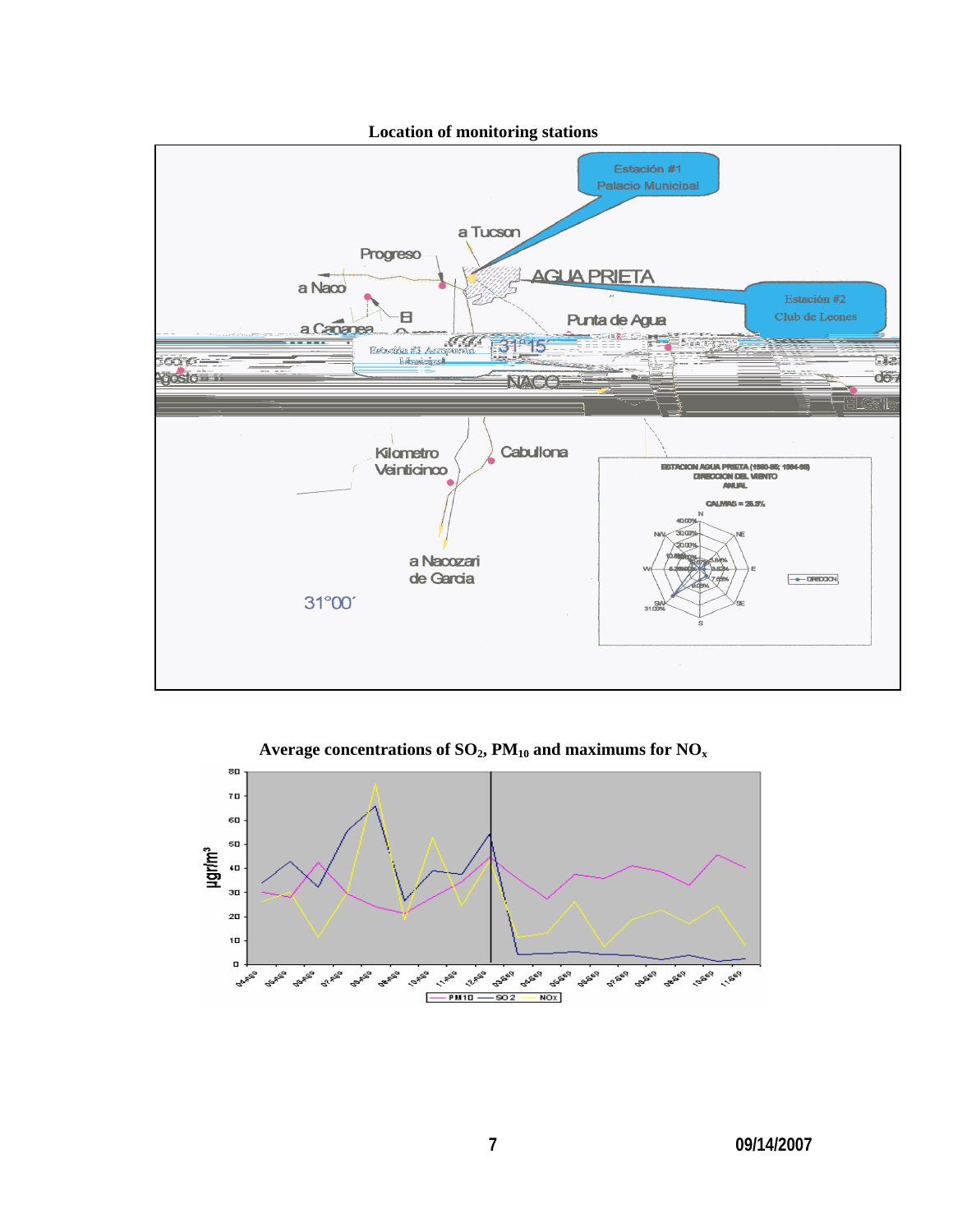**Location of monitoring stations**

**Average concentrations of $SO_2$, $PM_{10}$ and maximums for $NO_x$**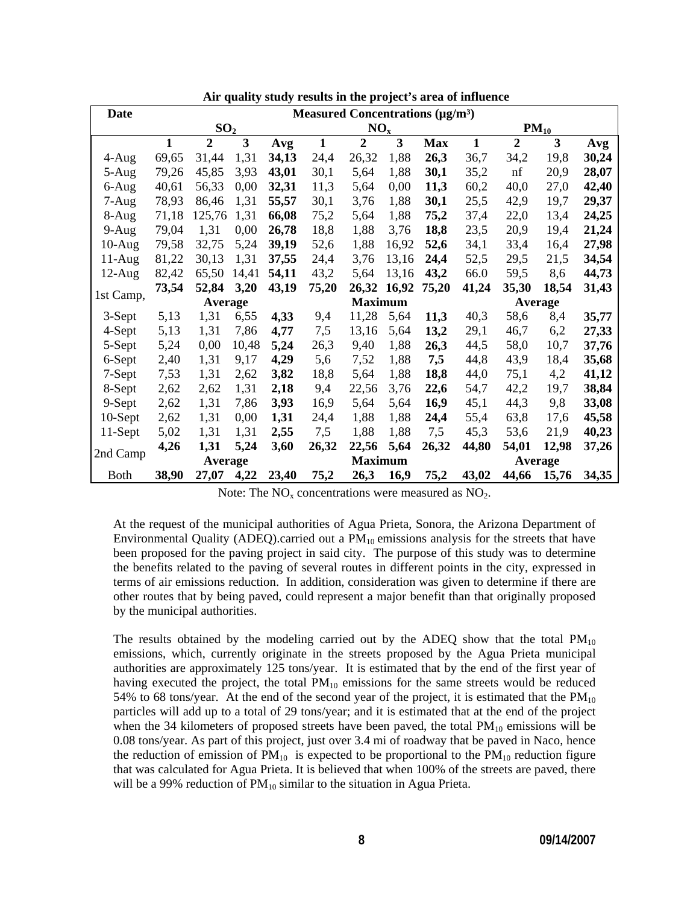**Air quality study results in the project's area of influence**

| Date | Measured Concentrations (μg/m³) | | | | | | | | | | | |
|---|---|---|---|---|---|---|---|---|---|---|---|---|
| | $SO_2$ | | | | $NO_x$ | | | | $PM_{10}$ | | | |
| | **1** | **2** | **3** | **Avg** | **1** | **2** | **3** | **Max** | **1** | **2** | **3** | **Avg** |
| 4-Aug | 69,65 | 31,44 | 1,31 | **34,13** | 24,4 | 26,32 | 1,88 | **26,3** | 36,7 | 34,2 | 19,8 | **30,24** |
| 5-Aug | 79,26 | 45,85 | 3,93 | **43,01** | 30,1 | 5,64 | 1,88 | **30,1** | 35,2 | nf | 20,9 | **28,07** |
| 6-Aug | 40,61 | 56,33 | 0,00 | **32,31** | 11,3 | 5,64 | 0,00 | **11,3** | 60,2 | 40,0 | 27,0 | **42,40** |
| 7-Aug | 78,93 | 86,46 | 1,31 | **55,57** | 30,1 | 3,76 | 1,88 | **30,1** | 25,5 | 42,9 | 19,7 | **29,37** |
| 8-Aug | 71,18 | 125,76 | 1,31 | **66,08** | 75,2 | 5,64 | 1,88 | **75,2** | 37,4 | 22,0 | 13,4 | **24,25** |
| 9-Aug | 79,04 | 1,31 | 0,00 | **26,78** | 18,8 | 1,88 | 3,76 | **18,8** | 23,5 | 20,9 | 19,4 | **21,24** |
| 10-Aug | 79,58 | 32,75 | 5,24 | **39,19** | 52,6 | 1,88 | 16,92 | **52,6** | 34,1 | 33,4 | 16,4 | **27,98** |
| 11-Aug | 81,22 | 30,13 | 1,31 | **37,55** | 24,4 | 3,76 | 13,16 | **24,4** | 52,5 | 29,5 | 21,5 | **34,54** |
| 12-Aug | 82,42 | 65,50 | 14,41 | **54,11** | 43,2 | 5,64 | 13,16 | **43,2** | 66.0 | 59,5 | 8,6 | **44,73** |
| 1st Camp, | **73,54** | **52,84** | **3,20** | **43,19** | **75,20** | **26,32** | **16,92** | **75,20** | **41,24** | **35,30** | **18,54** | **31,43** |
| | | **Average** | | | | **Maximum** | | | | **Average** | | |
| 3-Sept | 5,13 | 1,31 | 6,55 | **4,33** | 9,4 | 11,28 | 5,64 | **11,3** | 40,3 | 58,6 | 8,4 | **35,77** |
| 4-Sept | 5,13 | 1,31 | 7,86 | **4,77** | 7,5 | 13,16 | 5,64 | **13,2** | 29,1 | 46,7 | 6,2 | **27,33** |
| 5-Sept | 5,24 | 0,00 | 10,48 | **5,24** | 26,3 | 9,40 | 1,88 | **26,3** | 44,5 | 58,0 | 10,7 | **37,76** |
| 6-Sept | 2,40 | 1,31 | 9,17 | **4,29** | 5,6 | 7,52 | 1,88 | **7,5** | 44,8 | 43,9 | 18,4 | **35,68** |
| 7-Sept | 7,53 | 1,31 | 2,62 | **3,82** | 18,8 | 5,64 | 1,88 | **18,8** | 44,0 | 75,1 | 4,2 | **41,12** |
| 8-Sept | 2,62 | 2,62 | 1,31 | **2,18** | 9,4 | 22,56 | 3,76 | **22,6** | 54,7 | 42,2 | 19,7 | **38,84** |
| 9-Sept | 2,62 | 1,31 | 7,86 | **3,93** | 16,9 | 5,64 | 5,64 | **16,9** | 45,1 | 44,3 | 9,8 | **33,08** |
| 10-Sept | 2,62 | 1,31 | 0,00 | **1,31** | 24,4 | 1,88 | 1,88 | **24,4** | 55,4 | 63,8 | 17,6 | **45,58** |
| 11-Sept | 5,02 | 1,31 | 1,31 | **2,55** | 7,5 | 1,88 | 1,88 | 7,5 | 45,3 | 53,6 | 21,9 | **40,23** |
| 2nd Camp | **4,26** | **1,31** | **5,24** | **3,60** | **26,32** | **22,56** | **5,64** | **26,32** | **44,80** | **54,01** | **12,98** | **37,26** |
| | | **Average** | | | | **Maximum** | | | | **Average** | | |
| Both | **38,90** | **27,07** | **4,22** | **23,40** | **75,2** | **26,3** | **16,9** | **75,2** | **43,02** | **44,66** | **15,76** | **34,35** |

Note: The $NO_x$ concentrations were measured as $NO_2$.

At the request of the municipal authorities of Agua Prieta, Sonora, the Arizona Department of Environmental Quality (ADEQ).carried out a $PM_{10}$ emissions analysis for the streets that have been proposed for the paving project in said city. The purpose of this study was to determine the benefits related to the paving of several routes in different points in the city, expressed in terms of air emissions reduction. In addition, consideration was given to determine if there are other routes that by being paved, could represent a major benefit than that originally proposed by the municipal authorities.

The results obtained by the modeling carried out by the ADEQ show that the total $PM_{10}$ emissions, which, currently originate in the streets proposed by the Agua Prieta municipal authorities are approximately 125 tons/year. It is estimated that by the end of the first year of having executed the project, the total $PM_{10}$ emissions for the same streets would be reduced 54% to 68 tons/year. At the end of the second year of the project, it is estimated that the $PM_{10}$ particles will add up to a total of 29 tons/year; and it is estimated that at the end of the project when the 34 kilometers of proposed streets have been paved, the total $PM_{10}$ emissions will be 0.08 tons/year. As part of this project, just over 3.4 mi of roadway that be paved in Naco, hence the reduction of emission of $PM_{10}$ is expected to be proportional to the $PM_{10}$ reduction figure that was calculated for Agua Prieta. It is believed that when 100% of the streets are paved, there will be a 99% reduction of $PM_{10}$ similar to the situation in Agua Prieta.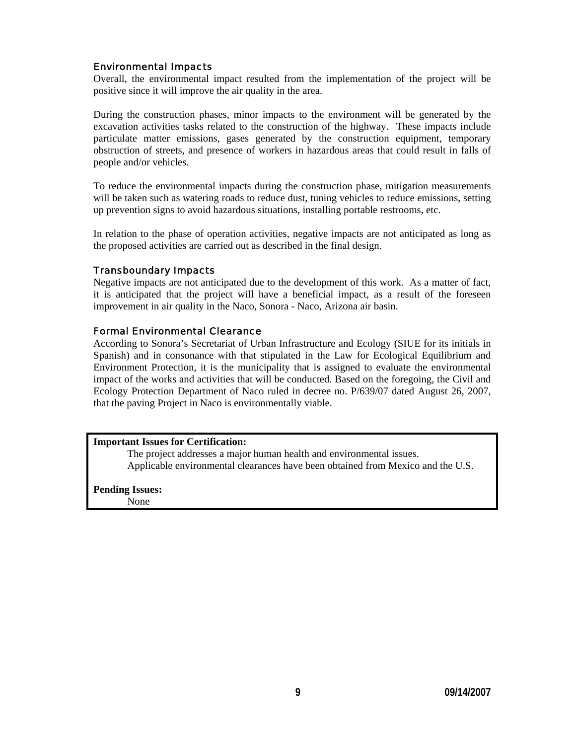### Environmental Impacts

Overall, the environmental impact resulted from the implementation of the project will be positive since it will improve the air quality in the area.

During the construction phases, minor impacts to the environment will be generated by the excavation activities tasks related to the construction of the highway. These impacts include particulate matter emissions, gases generated by the construction equipment, temporary obstruction of streets, and presence of workers in hazardous areas that could result in falls of people and/or vehicles.

To reduce the environmental impacts during the construction phase, mitigation measurements will be taken such as watering roads to reduce dust, tuning vehicles to reduce emissions, setting up prevention signs to avoid hazardous situations, installing portable restrooms, etc.

In relation to the phase of operation activities, negative impacts are not anticipated as long as the proposed activities are carried out as described in the final design.

### Transboundary Impacts

Negative impacts are not anticipated due to the development of this work. As a matter of fact, it is anticipated that the project will have a beneficial impact, as a result of the foreseen improvement in air quality in the Naco, Sonora - Naco, Arizona air basin.

### Formal Environmental Clearance

According to Sonora's Secretariat of Urban Infrastructure and Ecology (SIUE for its initials in Spanish) and in consonance with that stipulated in the Law for Ecological Equilibrium and Environment Protection, it is the municipality that is assigned to evaluate the environmental impact of the works and activities that will be conducted. Based on the foregoing, the Civil and Ecology Protection Department of Naco ruled in decree no. P/639/07 dated August 26, 2007, that the paving Project in Naco is environmentally viable.

**Important Issues for Certification:**

The project addresses a major human health and environmental issues.

Applicable environmental clearances have been obtained from Mexico and the U.S.

**Pending Issues:**

None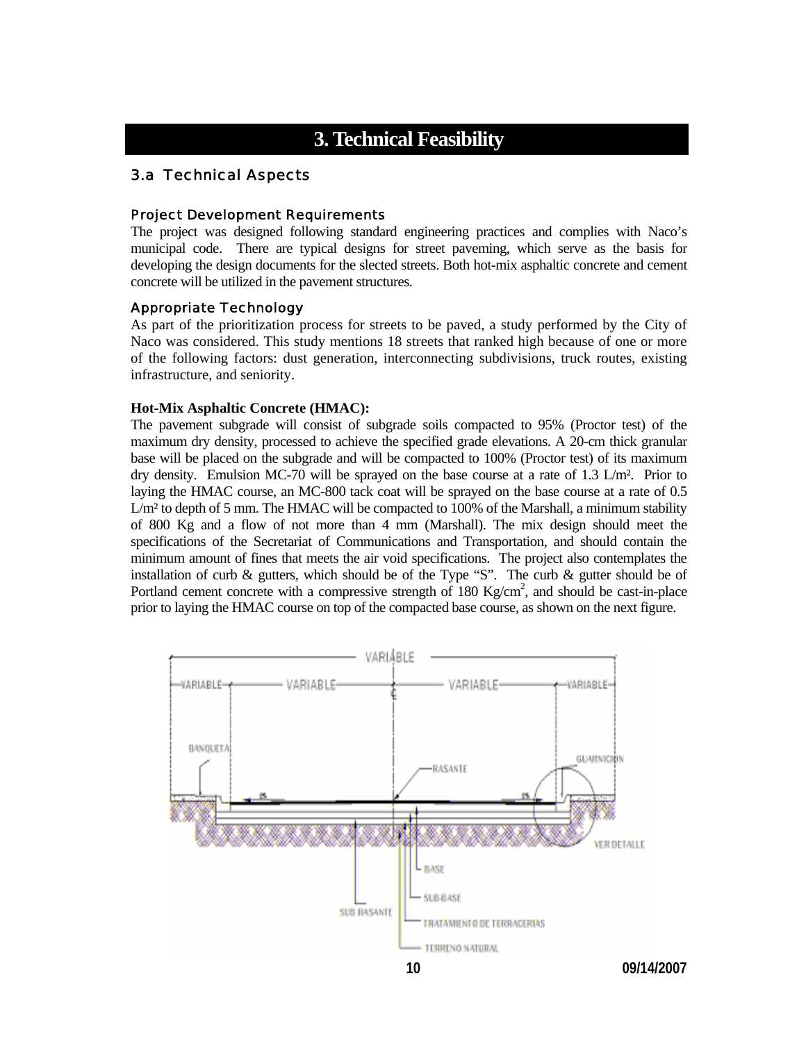# 3. Technical Feasibility

## 3.a Technical Aspects

### Project Development Requirements

The project was designed following standard engineering practices and complies with Naco's municipal code. There are typical designs for street paveming, which serve as the basis for developing the design documents for the slected streets. Both hot-mix asphaltic concrete and cement concrete will be utilized in the pavement structures.

### Appropriate Technology

As part of the prioritization process for streets to be paved, a study performed by the City of Naco was considered. This study mentions 18 streets that ranked high because of one or more of the following factors: dust generation, interconnecting subdivisions, truck routes, existing infrastructure, and seniority.

**Hot-Mix Asphaltic Concrete (HMAC):**

The pavement subgrade will consist of subgrade soils compacted to 95% (Proctor test) of the maximum dry density, processed to achieve the specified grade elevations. A 20-cm thick granular base will be placed on the subgrade and will be compacted to 100% (Proctor test) of its maximum dry density. Emulsion MC-70 will be sprayed on the base course at a rate of 1.3 L/m². Prior to laying the HMAC course, an MC-800 tack coat will be sprayed on the base course at a rate of 0.5 L/m² to depth of 5 mm. The HMAC will be compacted to 100% of the Marshall, a minimum stability of 800 Kg and a flow of not more than 4 mm (Marshall). The mix design should meet the specifications of the Secretariat of Communications and Transportation, and should contain the minimum amount of fines that meets the air void specifications. The project also contemplates the installation of curb & gutters, which should be of the Type "S". The curb & gutter should be of Portland cement concrete with a compressive strength of 180 Kg/cm$^2$, and should be cast-in-place prior to laying the HMAC course on top of the compacted base course, as shown on the next figure.

VARIABLE

VARIABLE — VARIABLE — VARIABLE — VARIABLE

BANQUETA

RASANTE

GUARNICION

VER DETALLE

BASE

SUB-BASE

SUB RASANTE

TRATAMIENTO DE TERRACERIAS

TERRENO NATURAL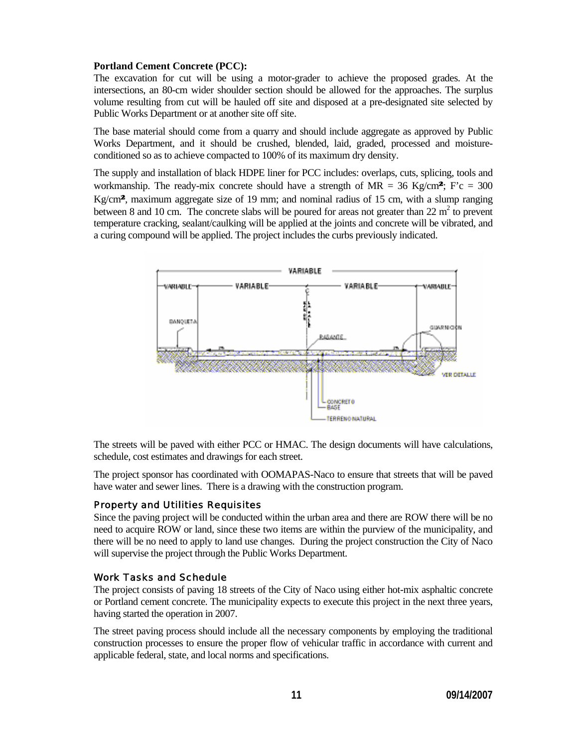**Portland Cement Concrete (PCC):**

The excavation for cut will be using a motor-grader to achieve the proposed grades. At the intersections, an 80-cm wider shoulder section should be allowed for the approaches. The surplus volume resulting from cut will be hauled off site and disposed at a pre-designated site selected by Public Works Department or at another site off site.

The base material should come from a quarry and should include aggregate as approved by Public Works Department, and it should be crushed, blended, laid, graded, processed and moisture-conditioned so as to achieve compacted to 100% of its maximum dry density.

The supply and installation of black HDPE liner for PCC includes: overlaps, cuts, splicing, tools and workmanship. The ready-mix concrete should have a strength of MR = 36 Kg/cm²; F'c = 300 Kg/cm², maximum aggregate size of 19 mm; and nominal radius of 15 cm, with a slump ranging between 8 and 10 cm. The concrete slabs will be poured for areas not greater than 22 m² to prevent temperature cracking, sealant/caulking will be applied at the joints and concrete will be vibrated, and a curing compound will be applied. The project includes the curbs previously indicated.

The streets will be paved with either PCC or HMAC. The design documents will have calculations, schedule, cost estimates and drawings for each street.

The project sponsor has coordinated with OOMAPAS-Naco to ensure that streets that will be paved have water and sewer lines. There is a drawing with the construction program.

## Property and Utilities Requisites

Since the paving project will be conducted within the urban area and there are ROW there will be no need to acquire ROW or land, since these two items are within the purview of the municipality, and there will be no need to apply to land use changes. During the project construction the City of Naco will supervise the project through the Public Works Department.

## Work Tasks and Schedule

The project consists of paving 18 streets of the City of Naco using either hot-mix asphaltic concrete or Portland cement concrete. The municipality expects to execute this project in the next three years, having started the operation in 2007.

The street paving process should include all the necessary components by employing the traditional construction processes to ensure the proper flow of vehicular traffic in accordance with current and applicable federal, state, and local norms and specifications.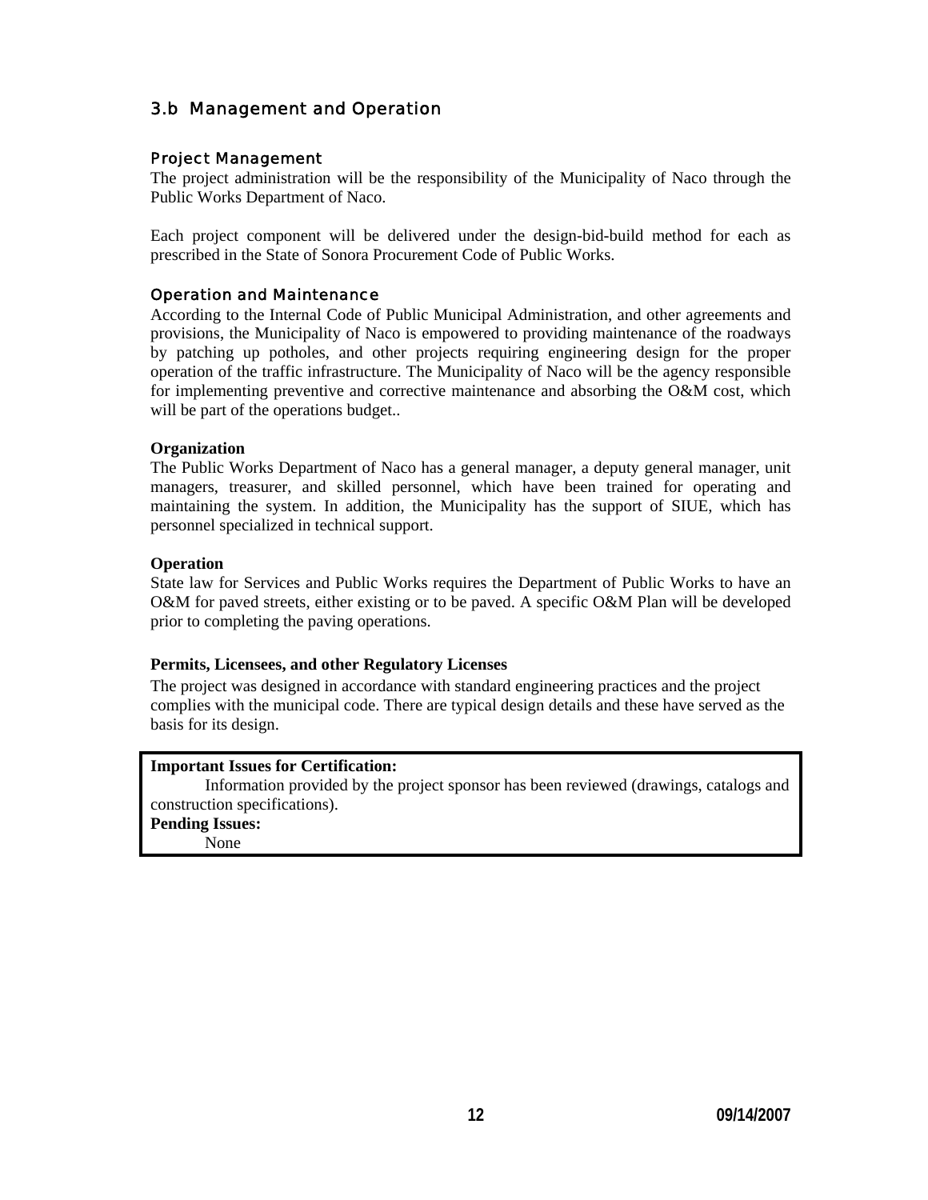## 3.b Management and Operation

### Project Management

The project administration will be the responsibility of the Municipality of Naco through the Public Works Department of Naco.

Each project component will be delivered under the design-bid-build method for each as prescribed in the State of Sonora Procurement Code of Public Works.

### Operation and Maintenance

According to the Internal Code of Public Municipal Administration, and other agreements and provisions, the Municipality of Naco is empowered to providing maintenance of the roadways by patching up potholes, and other projects requiring engineering design for the proper operation of the traffic infrastructure. The Municipality of Naco will be the agency responsible for implementing preventive and corrective maintenance and absorbing the O&M cost, which will be part of the operations budget..

**Organization**

The Public Works Department of Naco has a general manager, a deputy general manager, unit managers, treasurer, and skilled personnel, which have been trained for operating and maintaining the system. In addition, the Municipality has the support of SIUE, which has personnel specialized in technical support.

**Operation**

State law for Services and Public Works requires the Department of Public Works to have an O&M for paved streets, either existing or to be paved. A specific O&M Plan will be developed prior to completing the paving operations.

**Permits, Licensees, and other Regulatory Licenses**

The project was designed in accordance with standard engineering practices and the project complies with the municipal code. There are typical design details and these have served as the basis for its design.

**Important Issues for Certification:**

Information provided by the project sponsor has been reviewed (drawings, catalogs and construction specifications).

**Pending Issues:**

None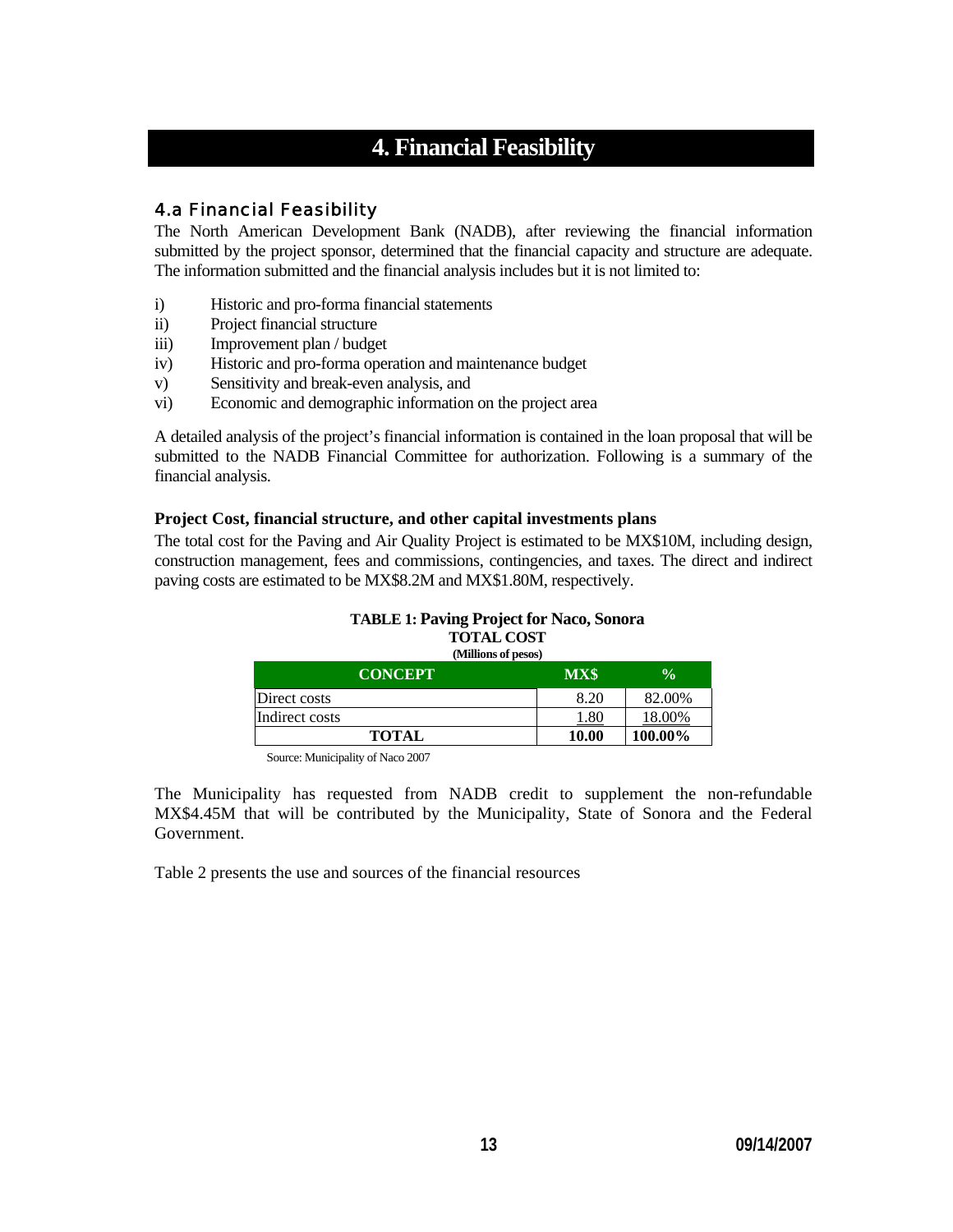# 4. Financial Feasibility

## 4.a Financial Feasibility

The North American Development Bank (NADB), after reviewing the financial information submitted by the project sponsor, determined that the financial capacity and structure are adequate. The information submitted and the financial analysis includes but it is not limited to:

i) Historic and pro-forma financial statements
ii) Project financial structure
iii) Improvement plan / budget
iv) Historic and pro-forma operation and maintenance budget
v) Sensitivity and break-even analysis, and
vi) Economic and demographic information on the project area

A detailed analysis of the project's financial information is contained in the loan proposal that will be submitted to the NADB Financial Committee for authorization. Following is a summary of the financial analysis.

**Project Cost, financial structure, and other capital investments plans**

The total cost for the Paving and Air Quality Project is estimated to be MX$10M, including design, construction management, fees and commissions, contingencies, and taxes. The direct and indirect paving costs are estimated to be MX$8.2M and MX$1.80M, respectively.

**TABLE 1: Paving Project for Naco, Sonora**
**TOTAL COST**
**(Millions of pesos)**

| CONCEPT | MX$ | % |
|---|---|---|
| Direct costs | 8.20 | 82.00% |
| Indirect costs | 1.80 | 18.00% |
| **TOTAL** | **10.00** | **100.00%** |

Source: Municipality of Naco 2007

The Municipality has requested from NADB credit to supplement the non-refundable MX$4.45M that will be contributed by the Municipality, State of Sonora and the Federal Government.

Table 2 presents the use and sources of the financial resources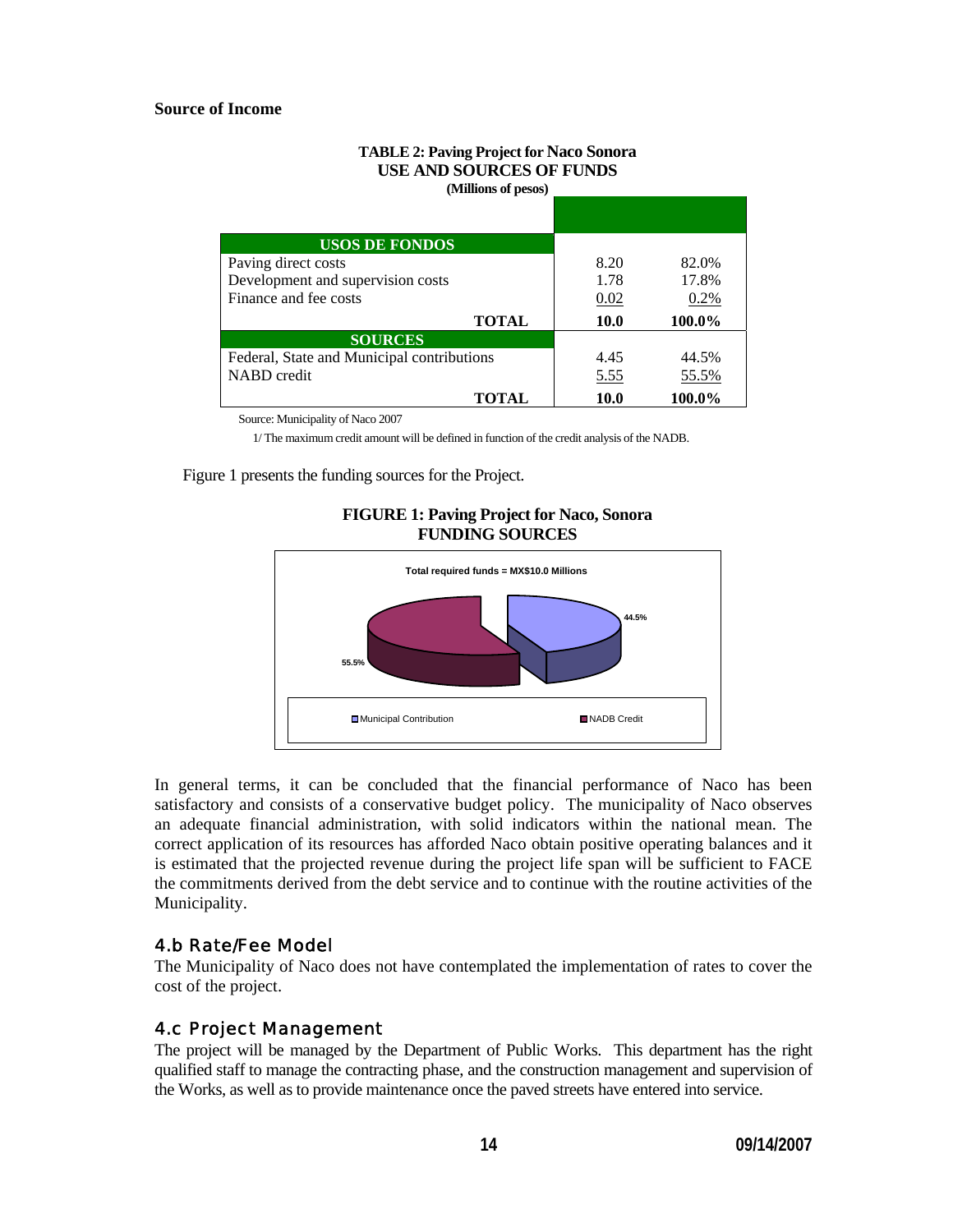**Source of Income**

**TABLE 2: Paving Project for Naco Sonora**
**USE AND SOURCES OF FUNDS**
**(Millions of pesos)**

| **USOS DE FONDOS** | | |
|---|---|---|
| Paving direct costs | 8.20 | 82.0% |
| Development and supervision costs | 1.78 | 17.8% |
| Finance and fee costs | 0.02 | 0.2% |
| **TOTAL** | **10.0** | **100.0%** |
| **SOURCES** | | |
| Federal, State and Municipal contributions | 4.45 | 44.5% |
| NABD credit | 5.55 | 55.5% |
| **TOTAL** | **10.0** | **100.0%** |

Source: Municipality of Naco 2007

1/ The maximum credit amount will be defined in function of the credit analysis of the NADB.

Figure 1 presents the funding sources for the Project.

**FIGURE 1: Paving Project for Naco, Sonora**
**FUNDING SOURCES**

Total required funds = MX$10.0 Millions

Municipal Contribution: 44.5%
NADB Credit: 55.5%

In general terms, it can be concluded that the financial performance of Naco has been satisfactory and consists of a conservative budget policy. The municipality of Naco observes an adequate financial administration, with solid indicators within the national mean. The correct application of its resources has afforded Naco obtain positive operating balances and it is estimated that the projected revenue during the project life span will be sufficient to FACE the commitments derived from the debt service and to continue with the routine activities of the Municipality.

## 4.b Rate/Fee Model

The Municipality of Naco does not have contemplated the implementation of rates to cover the cost of the project.

## 4.c Project Management

The project will be managed by the Department of Public Works. This department has the right qualified staff to manage the contracting phase, and the construction management and supervision of the Works, as well as to provide maintenance once the paved streets have entered into service.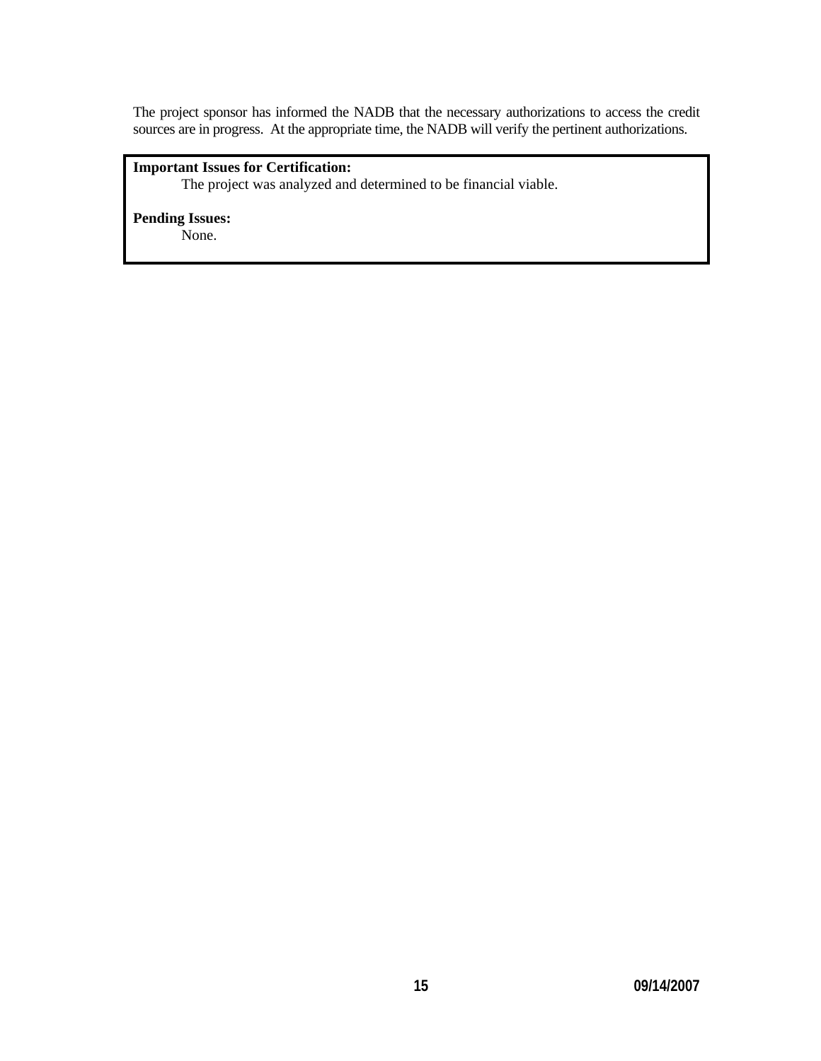The project sponsor has informed the NADB that the necessary authorizations to access the credit sources are in progress. At the appropriate time, the NADB will verify the pertinent authorizations.

**Important Issues for Certification:**

The project was analyzed and determined to be financial viable.

**Pending Issues:**

None.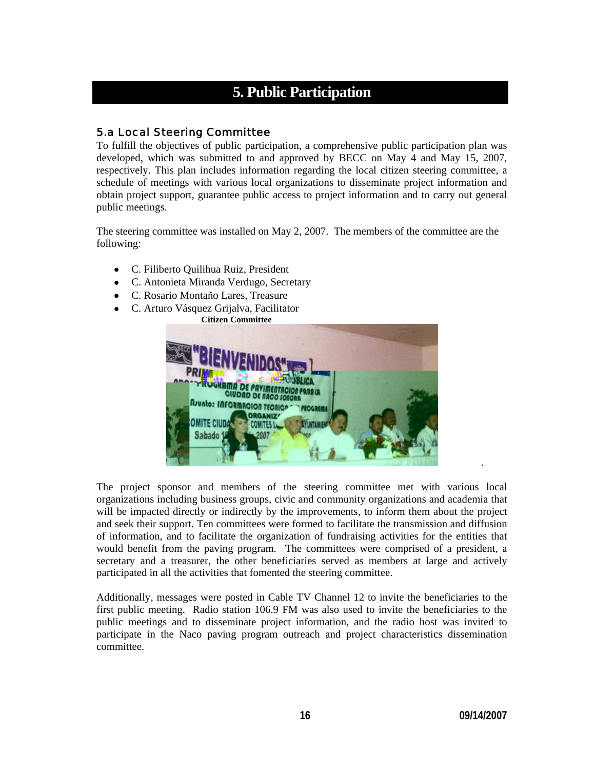# 5. Public Participation

## 5.a Local Steering Committee

To fulfill the objectives of public participation, a comprehensive public participation plan was developed, which was submitted to and approved by BECC on May 4 and May 15, 2007, respectively. This plan includes information regarding the local citizen steering committee, a schedule of meetings with various local organizations to disseminate project information and obtain project support, guarantee public access to project information and to carry out general public meetings.

The steering committee was installed on May 2, 2007. The members of the committee are the following:

- C. Filiberto Quilihua Ruiz, President
- C. Antonieta Miranda Verdugo, Secretary
- C. Rosario Montaño Lares, Treasure
- C. Arturo Vásquez Grijalva, Facilitator

**Citizen Committee**

The project sponsor and members of the steering committee met with various local organizations including business groups, civic and community organizations and academia that will be impacted directly or indirectly by the improvements, to inform them about the project and seek their support. Ten committees were formed to facilitate the transmission and diffusion of information, and to facilitate the organization of fundraising activities for the entities that would benefit from the paving program. The committees were comprised of a president, a secretary and a treasurer, the other beneficiaries served as members at large and actively participated in all the activities that fomented the steering committee.

Additionally, messages were posted in Cable TV Channel 12 to invite the beneficiaries to the first public meeting. Radio station 106.9 FM was also used to invite the beneficiaries to the public meetings and to disseminate project information, and the radio host was invited to participate in the Naco paving program outreach and project characteristics dissemination committee.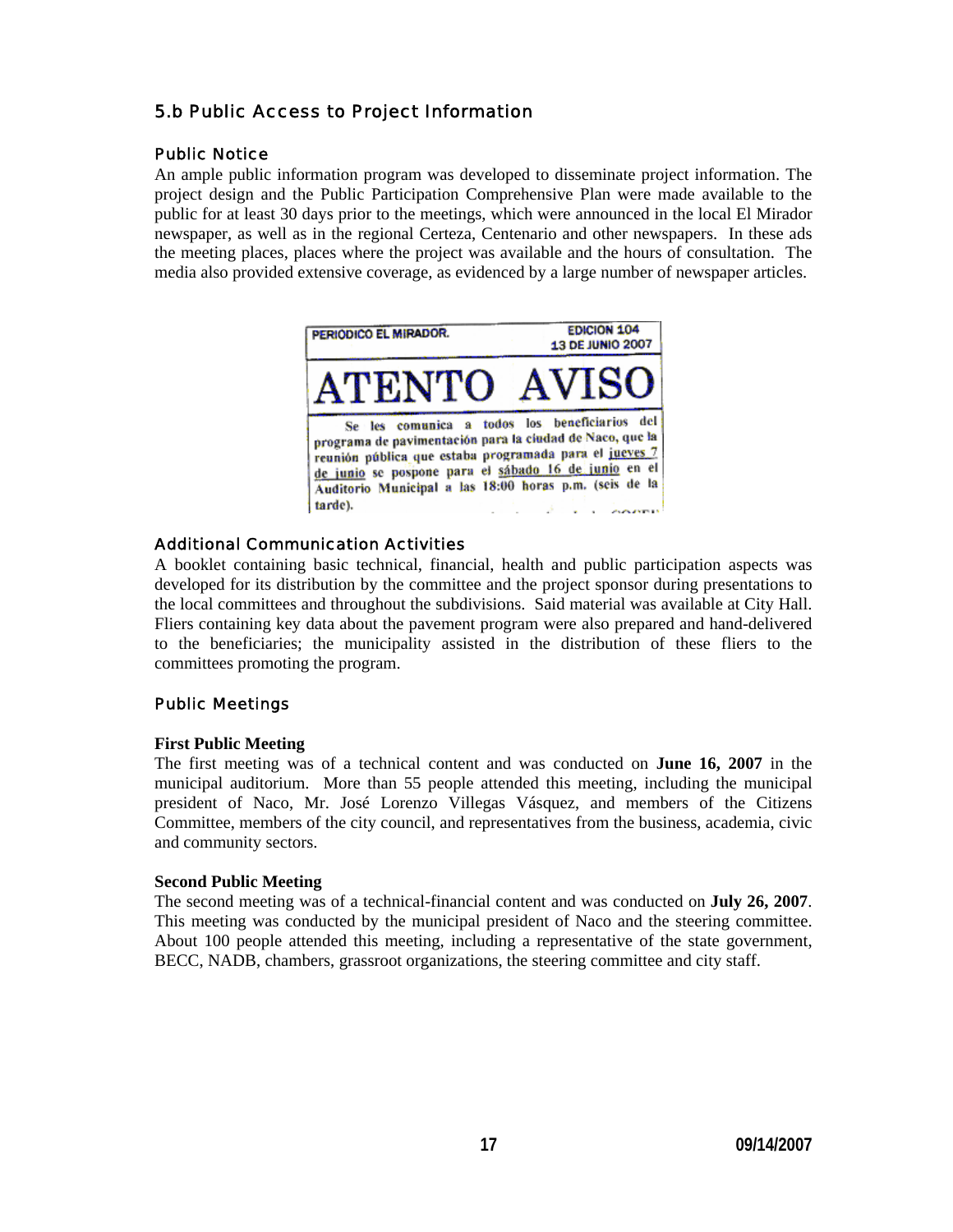## 5.b Public Access to Project Information

### Public Notice

An ample public information program was developed to disseminate project information. The project design and the Public Participation Comprehensive Plan were made available to the public for at least 30 days prior to the meetings, which were announced in the local El Mirador newspaper, as well as in the regional Certeza, Centenario and other newspapers. In these ads the meeting places, places where the project was available and the hours of consultation. The media also provided extensive coverage, as evidenced by a large number of newspaper articles.

PERIODICO EL MIRADOR. EDICION 104 13 DE JUNIO 2007

**ATENTO AVISO**

Se les comunica a todos los beneficiarios del programa de pavimentación para la ciudad de Naco, que la reunión pública que estaba programada para el jueves 7 de junio se pospone para el sábado 16 de junio en el Auditorio Municipal a las 18:00 horas p.m. (seis de la tarde).

### Additional Communication Activities

A booklet containing basic technical, financial, health and public participation aspects was developed for its distribution by the committee and the project sponsor during presentations to the local committees and throughout the subdivisions. Said material was available at City Hall. Fliers containing key data about the pavement program were also prepared and hand-delivered to the beneficiaries; the municipality assisted in the distribution of these fliers to the committees promoting the program.

### Public Meetings

**First Public Meeting**

The first meeting was of a technical content and was conducted on **June 16, 2007** in the municipal auditorium. More than 55 people attended this meeting, including the municipal president of Naco, Mr. José Lorenzo Villegas Vásquez, and members of the Citizens Committee, members of the city council, and representatives from the business, academia, civic and community sectors.

**Second Public Meeting**

The second meeting was of a technical-financial content and was conducted on **July 26, 2007**. This meeting was conducted by the municipal president of Naco and the steering committee. About 100 people attended this meeting, including a representative of the state government, BECC, NADB, chambers, grassroot organizations, the steering committee and city staff.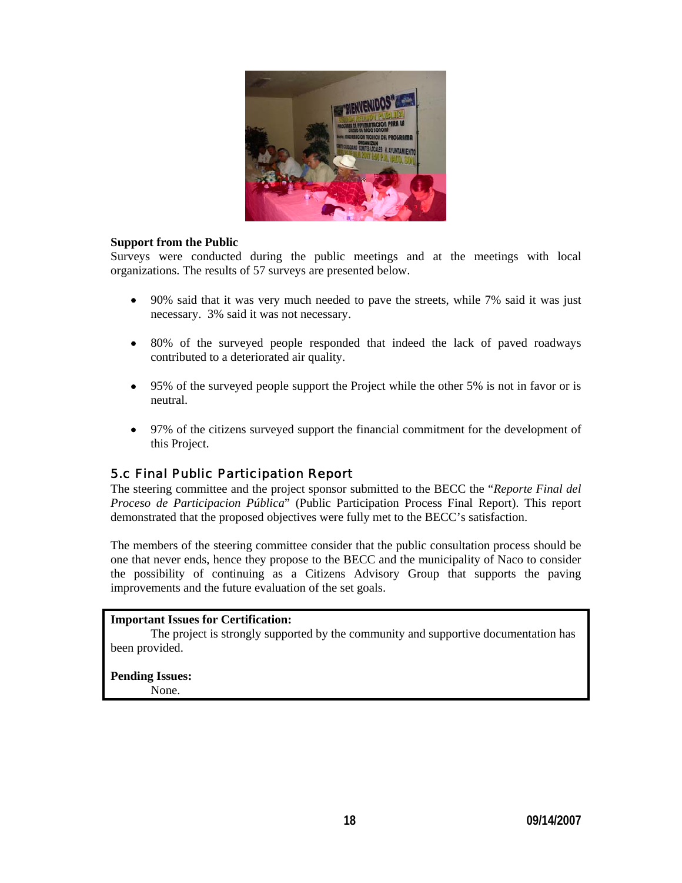**Support from the Public**

Surveys were conducted during the public meetings and at the meetings with local organizations. The results of 57 surveys are presented below.

- 90% said that it was very much needed to pave the streets, while 7% said it was just necessary. 3% said it was not necessary.
- 80% of the surveyed people responded that indeed the lack of paved roadways contributed to a deteriorated air quality.
- 95% of the surveyed people support the Project while the other 5% is not in favor or is neutral.
- 97% of the citizens surveyed support the financial commitment for the development of this Project.

## 5.c Final Public Participation Report

The steering committee and the project sponsor submitted to the BECC the "*Reporte Final del Proceso de Participacion Pública*" (Public Participation Process Final Report). This report demonstrated that the proposed objectives were fully met to the BECC's satisfaction.

The members of the steering committee consider that the public consultation process should be one that never ends, hence they propose to the BECC and the municipality of Naco to consider the possibility of continuing as a Citizens Advisory Group that supports the paving improvements and the future evaluation of the set goals.

**Important Issues for Certification:**

The project is strongly supported by the community and supportive documentation has been provided.

**Pending Issues:**

None.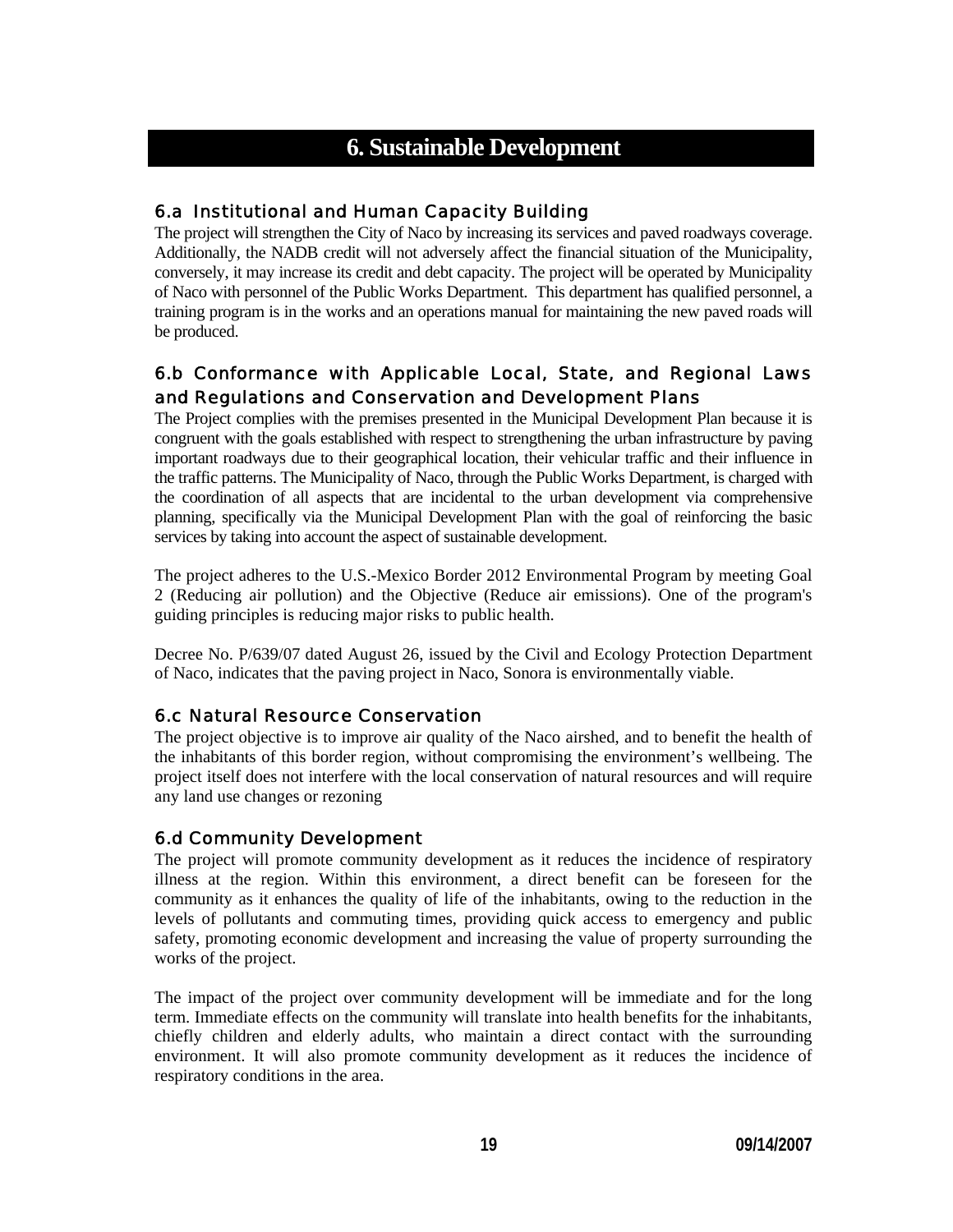# 6. Sustainable Development

## 6.a Institutional and Human Capacity Building

The project will strengthen the City of Naco by increasing its services and paved roadways coverage. Additionally, the NADB credit will not adversely affect the financial situation of the Municipality, conversely, it may increase its credit and debt capacity. The project will be operated by Municipality of Naco with personnel of the Public Works Department. This department has qualified personnel, a training program is in the works and an operations manual for maintaining the new paved roads will be produced.

## 6.b Conformance with Applicable Local, State, and Regional Laws and Regulations and Conservation and Development Plans

The Project complies with the premises presented in the Municipal Development Plan because it is congruent with the goals established with respect to strengthening the urban infrastructure by paving important roadways due to their geographical location, their vehicular traffic and their influence in the traffic patterns. The Municipality of Naco, through the Public Works Department, is charged with the coordination of all aspects that are incidental to the urban development via comprehensive planning, specifically via the Municipal Development Plan with the goal of reinforcing the basic services by taking into account the aspect of sustainable development.

The project adheres to the U.S.-Mexico Border 2012 Environmental Program by meeting Goal 2 (Reducing air pollution) and the Objective (Reduce air emissions). One of the program's guiding principles is reducing major risks to public health.

Decree No. P/639/07 dated August 26, issued by the Civil and Ecology Protection Department of Naco, indicates that the paving project in Naco, Sonora is environmentally viable.

## 6.c Natural Resource Conservation

The project objective is to improve air quality of the Naco airshed, and to benefit the health of the inhabitants of this border region, without compromising the environment's wellbeing. The project itself does not interfere with the local conservation of natural resources and will require any land use changes or rezoning

## 6.d Community Development

The project will promote community development as it reduces the incidence of respiratory illness at the region. Within this environment, a direct benefit can be foreseen for the community as it enhances the quality of life of the inhabitants, owing to the reduction in the levels of pollutants and commuting times, providing quick access to emergency and public safety, promoting economic development and increasing the value of property surrounding the works of the project.

The impact of the project over community development will be immediate and for the long term. Immediate effects on the community will translate into health benefits for the inhabitants, chiefly children and elderly adults, who maintain a direct contact with the surrounding environment. It will also promote community development as it reduces the incidence of respiratory conditions in the area.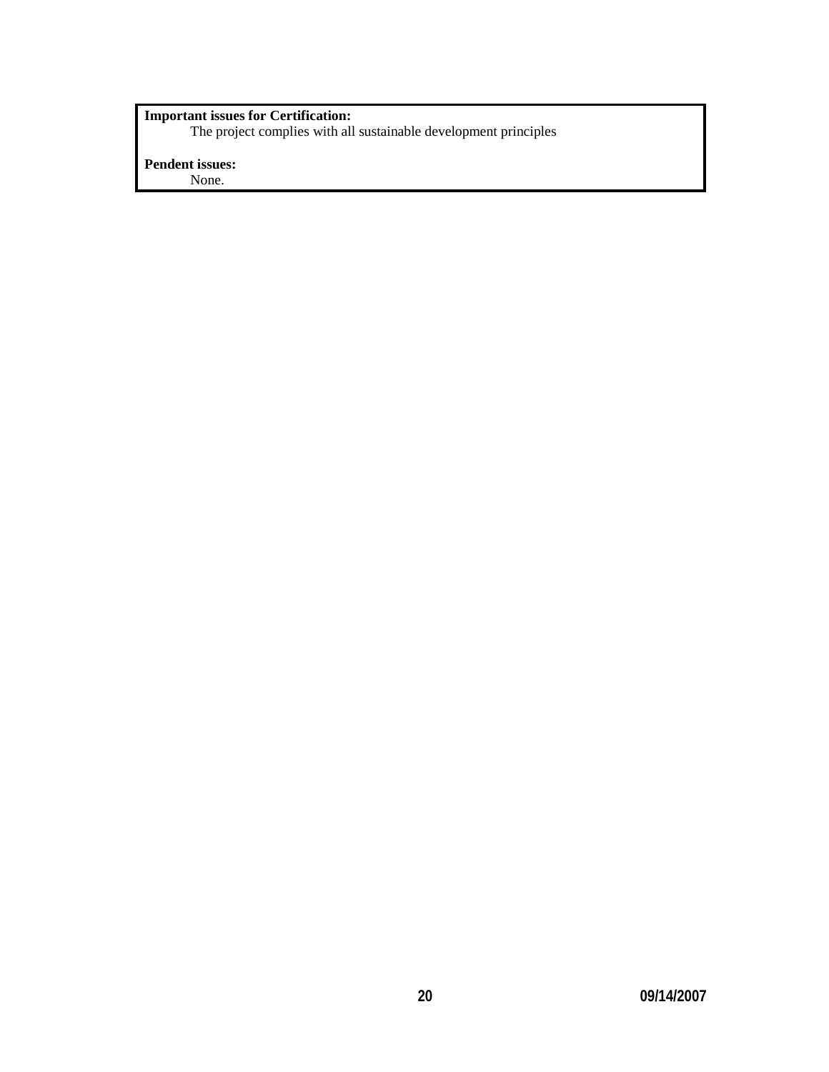**Important issues for Certification:**

The project complies with all sustainable development principles

**Pendent issues:**

None.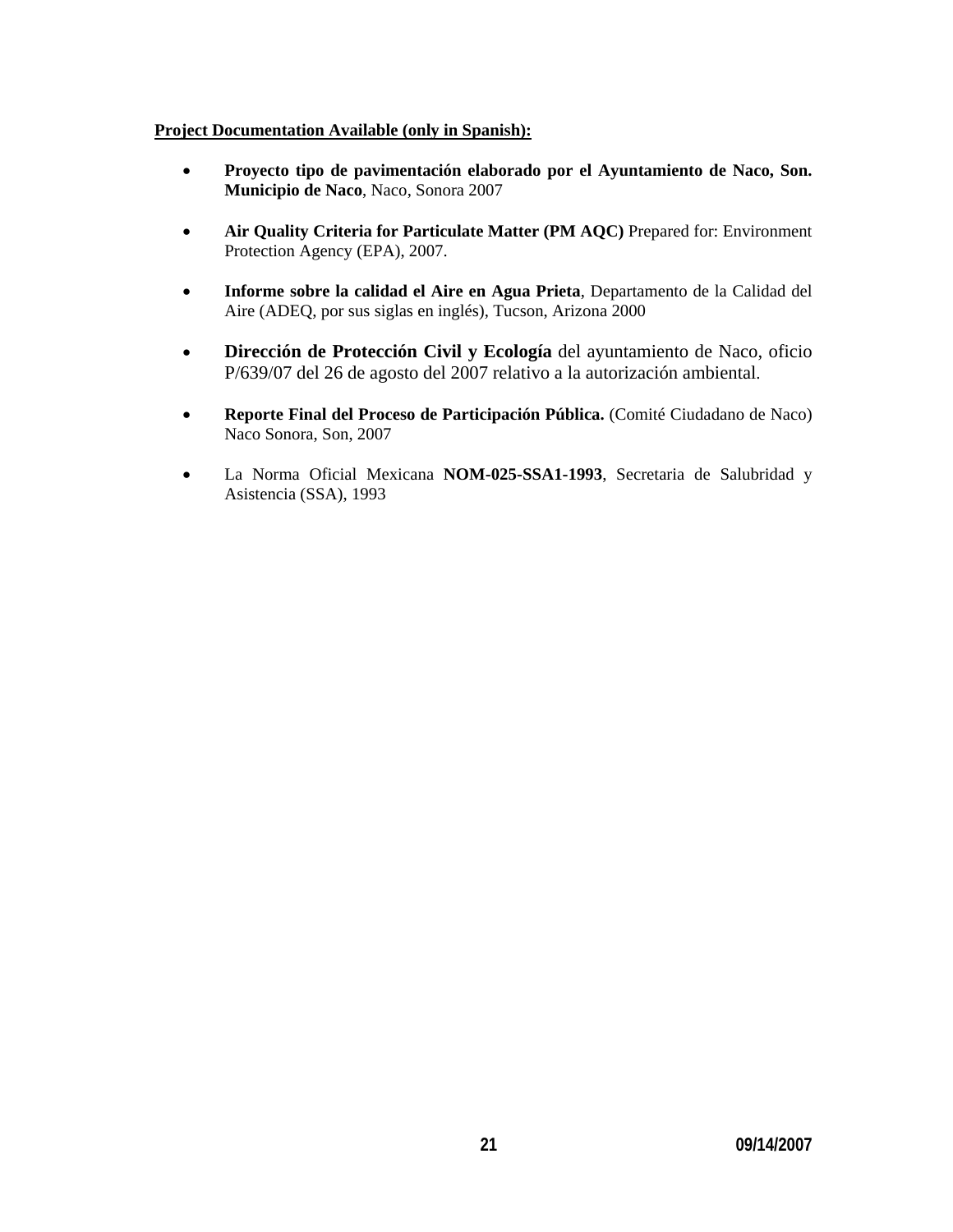**<u>Project Documentation Available (only in Spanish):</u>**

- **Proyecto tipo de pavimentación elaborado por el Ayuntamiento de Naco, Son. Municipio de Naco**, Naco, Sonora 2007

- **Air Quality Criteria for Particulate Matter (PM AQC)** Prepared for: Environment Protection Agency (EPA), 2007.

- **Informe sobre la calidad el Aire en Agua Prieta**, Departamento de la Calidad del Aire (ADEQ, por sus siglas en inglés), Tucson, Arizona 2000

- **Dirección de Protección Civil y Ecología** del ayuntamiento de Naco, oficio P/639/07 del 26 de agosto del 2007 relativo a la autorización ambiental.

- **Reporte Final del Proceso de Participación Pública.** (Comité Ciudadano de Naco) Naco Sonora, Son, 2007

- La Norma Oficial Mexicana **NOM-025-SSA1-1993**, Secretaria de Salubridad y Asistencia (SSA), 1993